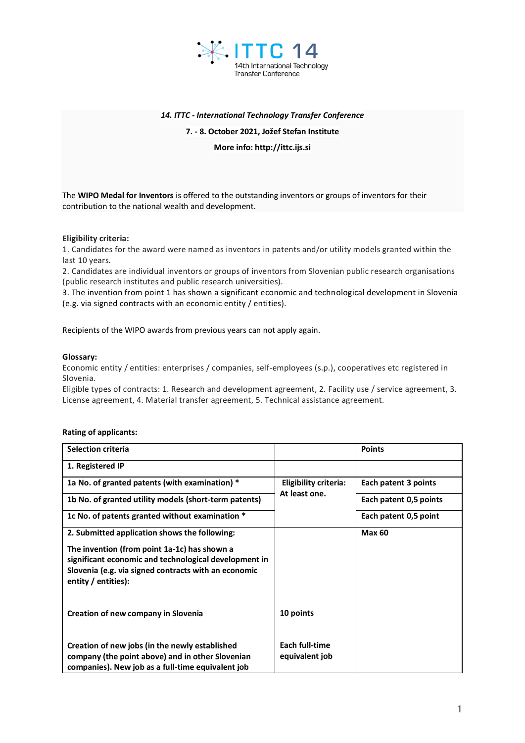ITTC 14
14th International Technology Transfer Conference

***14. ITTC - International Technology Transfer Conference***

**7. - 8. October 2021, Jožef Stefan Institute**

**More info: http://ittc.ijs.si**

The **WIPO Medal for Inventors** is offered to the outstanding inventors or groups of inventors for their contribution to the national wealth and development.

**Eligibility criteria:**

1. Candidates for the award were named as inventors in patents and/or utility models granted within the last 10 years.
2. Candidates are individual inventors or groups of inventors from Slovenian public research organisations (public research institutes and public research universities).
3. The invention from point 1 has shown a significant economic and technological development in Slovenia (e.g. via signed contracts with an economic entity / entities).

Recipients of the WIPO awards from previous years can not apply again.

**Glossary:**

Economic entity / entities: enterprises / companies, self-employees (s.p.), cooperatives etc registered in Slovenia.

Eligible types of contracts: 1. Research and development agreement, 2. Facility use / service agreement, 3. License agreement, 4. Material transfer agreement, 5. Technical assistance agreement.

**Rating of applicants:**

| **Selection criteria** | | **Points** |
|---|---|---|
| **1. Registered IP** | | |
| **1a No. of granted patents (with examination) *** | **Eligibility criteria: At least one.** | **Each patent 3 points** |
| **1b No. of granted utility models (short-term patents)** | | **Each patent 0,5 points** |
| **1c No. of patents granted without examination *** | | **Each patent 0,5 point** |
| **2. Submitted application shows the following:**<br><br>**The invention (from point 1a-1c) has shown a significant economic and technological development in Slovenia (e.g. via signed contracts with an economic entity / entities):** | | **Max 60** |
| **Creation of new company in Slovenia** | **10 points** | |
| **Creation of new jobs (in the newly established company (the point above) and in other Slovenian companies). New job as a full-time equivalent job** | **Each full-time equivalent job** | |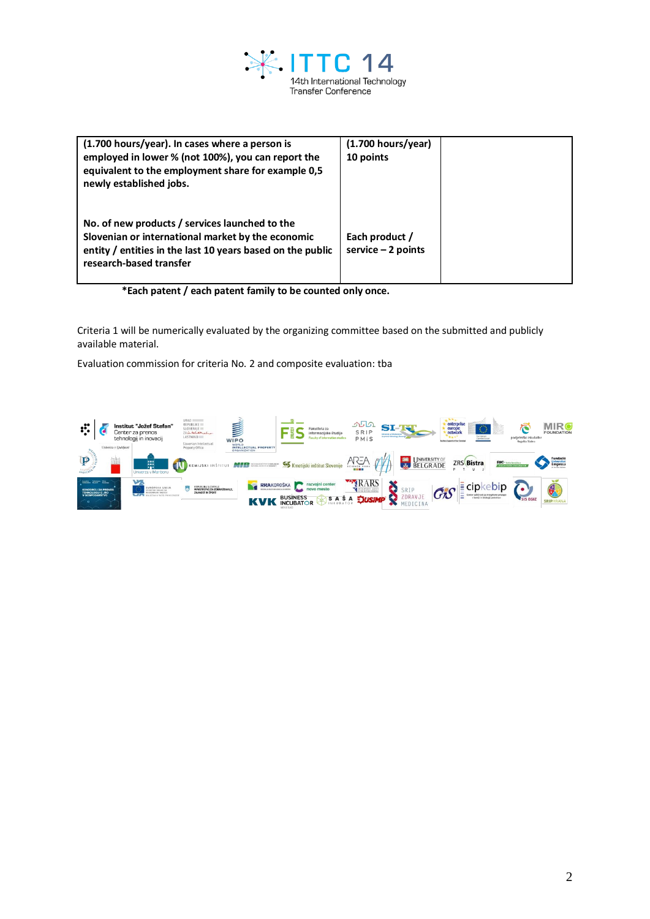| | | |
|---|---|---|
| **(1.700 hours/year). In cases where a person is employed in lower % (not 100%), you can report the equivalent to the employment share for example 0,5 newly established jobs.** | **(1.700 hours/year)**<br>**10 points** | |
| **No. of new products / services launched to the Slovenian or international market by the economic entity / entities in the last 10 years based on the public research-based transfer** | **Each product / service – 2 points** | |

***Each patent / each patent family to be counted only once.**

Criteria 1 will be numerically evaluated by the organizing committee based on the submitted and publicly available material.

Evaluation commission for criteria No. 2 and composite evaluation: tba